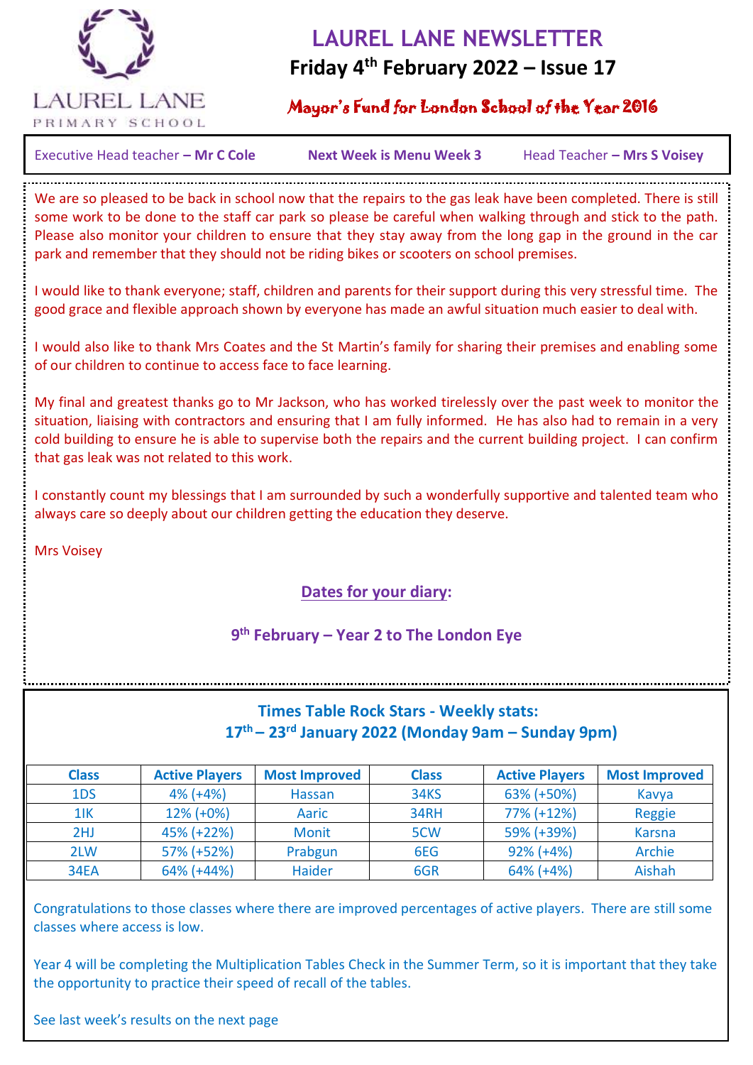LAUREL LANE PRIMARY SCHOOL

# LAUREL LANE NEWSLETTER

**Friday 4th February 2022 – Issue 17**

Mayor's Fund for London School of the Year 2016

Executive Head teacher – **Mr C Cole** | **Next Week is Menu Week 3** | Head Teacher – **Mrs S Voisey**

We are so pleased to be back in school now that the repairs to the gas leak have been completed. There is still some work to be done to the staff car park so please be careful when walking through and stick to the path. Please also monitor your children to ensure that they stay away from the long gap in the ground in the car park and remember that they should not be riding bikes or scooters on school premises.

I would like to thank everyone; staff, children and parents for their support during this very stressful time. The good grace and flexible approach shown by everyone has made an awful situation much easier to deal with.

I would also like to thank Mrs Coates and the St Martin's family for sharing their premises and enabling some of our children to continue to access face to face learning.

My final and greatest thanks go to Mr Jackson, who has worked tirelessly over the past week to monitor the situation, liaising with contractors and ensuring that I am fully informed. He has also had to remain in a very cold building to ensure he is able to supervise both the repairs and the current building project. I can confirm that gas leak was not related to this work.

I constantly count my blessings that I am surrounded by such a wonderfully supportive and talented team who always care so deeply about our children getting the education they deserve.

Mrs Voisey

## Dates for your diary:

**9th February – Year 2 to The London Eye**

## Times Table Rock Stars - Weekly stats: 17th – 23rd January 2022 (Monday 9am – Sunday 9pm)

| Class | Active Players | Most Improved | Class | Active Players | Most Improved |
|---|---|---|---|---|---|
| 1DS | 4% (+4%) | Hassan | 34KS | 63% (+50%) | Kavya |
| 1IK | 12% (+0%) | Aaric | 34RH | 77% (+12%) | Reggie |
| 2HJ | 45% (+22%) | Monit | 5CW | 59% (+39%) | Karsna |
| 2LW | 57% (+52%) | Prabgun | 6EG | 92% (+4%) | Archie |
| 34EA | 64% (+44%) | Haider | 6GR | 64% (+4%) | Aishah |

Congratulations to those classes where there are improved percentages of active players. There are still some classes where access is low.

Year 4 will be completing the Multiplication Tables Check in the Summer Term, so it is important that they take the opportunity to practice their speed of recall of the tables.

See last week's results on the next page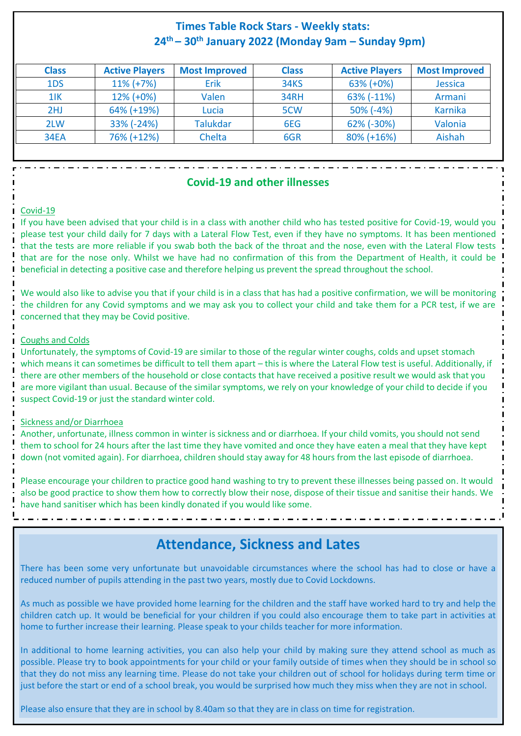## Times Table Rock Stars - Weekly stats:

### 24th – 30th January 2022 (Monday 9am – Sunday 9pm)

| Class | Active Players | Most Improved | Class | Active Players | Most Improved |
|---|---|---|---|---|---|
| 1DS | 11% (+7%) | Erik | 34KS | 63% (+0%) | Jessica |
| 1IK | 12% (+0%) | Valen | 34RH | 63% (-11%) | Armani |
| 2HJ | 64% (+19%) | Lucia | 5CW | 50% (-4%) | Karnika |
| 2LW | 33% (-24%) | Talukdar | 6EG | 62% (-30%) | Valonia |
| 34EA | 76% (+12%) | Chelta | 6GR | 80% (+16%) | Aishah |

## Covid-19 and other illnesses

Covid-19

If you have been advised that your child is in a class with another child who has tested positive for Covid-19, would you please test your child daily for 7 days with a Lateral Flow Test, even if they have no symptoms. It has been mentioned that the tests are more reliable if you swab both the back of the throat and the nose, even with the Lateral Flow tests that are for the nose only. Whilst we have had no confirmation of this from the Department of Health, it could be beneficial in detecting a positive case and therefore helping us prevent the spread throughout the school.

We would also like to advise you that if your child is in a class that has had a positive confirmation, we will be monitoring the children for any Covid symptoms and we may ask you to collect your child and take them for a PCR test, if we are concerned that they may be Covid positive.

Coughs and Colds

Unfortunately, the symptoms of Covid-19 are similar to those of the regular winter coughs, colds and upset stomach which means it can sometimes be difficult to tell them apart – this is where the Lateral Flow test is useful. Additionally, if there are other members of the household or close contacts that have received a positive result we would ask that you are more vigilant than usual. Because of the similar symptoms, we rely on your knowledge of your child to decide if you suspect Covid-19 or just the standard winter cold.

Sickness and/or Diarrhoea

Another, unfortunate, illness common in winter is sickness and or diarrhoea. If your child vomits, you should not send them to school for 24 hours after the last time they have vomited and once they have eaten a meal that they have kept down (not vomited again). For diarrhoea, children should stay away for 48 hours from the last episode of diarrhoea.

Please encourage your children to practice good hand washing to try to prevent these illnesses being passed on. It would also be good practice to show them how to correctly blow their nose, dispose of their tissue and sanitise their hands. We have hand sanitiser which has been kindly donated if you would like some.

## Attendance, Sickness and Lates

There has been some very unfortunate but unavoidable circumstances where the school has had to close or have a reduced number of pupils attending in the past two years, mostly due to Covid Lockdowns.

As much as possible we have provided home learning for the children and the staff have worked hard to try and help the children catch up. It would be beneficial for your children if you could also encourage them to take part in activities at home to further increase their learning. Please speak to your childs teacher for more information.

In additional to home learning activities, you can also help your child by making sure they attend school as much as possible. Please try to book appointments for your child or your family outside of times when they should be in school so that they do not miss any learning time. Please do not take your children out of school for holidays during term time or just before the start or end of a school break, you would be surprised how much they miss when they are not in school.

Please also ensure that they are in school by 8.40am so that they are in class on time for registration.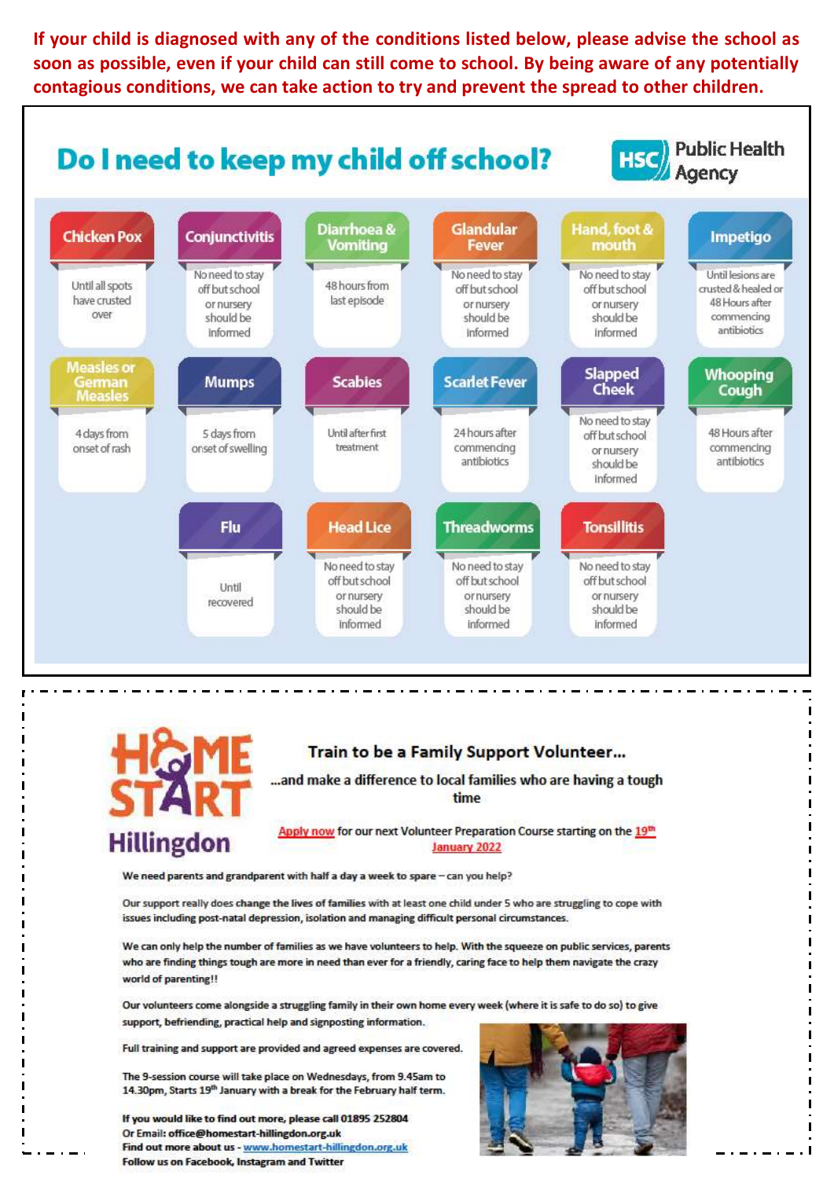**If your child is diagnosed with any of the conditions listed below, please advise the school as soon as possible, even if your child can still come to school. By being aware of any potentially contagious conditions, we can take action to try and prevent the spread to other children.**

## Do I need to keep my child off school?

HSC Public Health Agency

| Condition | Advice |
| --- | --- |
| Chicken Pox | Until all spots have crusted over |
| Conjunctivitis | No need to stay off but school or nursery should be informed |
| Diarrhoea & Vomiting | 48 hours from last episode |
| Glandular Fever | No need to stay off but school or nursery should be informed |
| Hand, foot & mouth | No need to stay off but school or nursery should be informed |
| Impetigo | Until lesions are crusted & healed or 48 Hours after commencing antibiotics |
| Measles or German Measles | 4 days from onset of rash |
| Mumps | 5 days from onset of swelling |
| Scabies | Until after first treatment |
| Scarlet Fever | 24 hours after commencing antibiotics |
| Slapped Cheek | No need to stay off but school or nursery should be informed |
| Whooping Cough | 48 Hours after commencing antibiotics |
| Flu | Until recovered |
| Head Lice | No need to stay off but school or nursery should be informed |
| Threadworms | No need to stay off but school or nursery should be informed |
| Tonsillitis | No need to stay off but school or nursery should be informed |

---

**HOME START Hillingdon**

### Train to be a Family Support Volunteer...

**...and make a difference to local families who are having a tough time**

Apply now for our next Volunteer Preparation Course starting on the 19th January 2022

We need parents and grandparent with half a day a week to spare – can you help?

Our support really does change the lives of families with at least one child under 5 who are struggling to cope with issues including post-natal depression, isolation and managing difficult personal circumstances.

We can only help the number of families as we have volunteers to help. With the squeeze on public services, parents who are finding things tough are more in need than ever for a friendly, caring face to help them navigate the crazy world of parenting!!

Our volunteers come alongside a struggling family in their own home every week (where it is safe to do so) to give support, befriending, practical help and signposting information.

Full training and support are provided and agreed expenses are covered.

The 9-session course will take place on Wednesdays, from 9.45am to 14.30pm, Starts 19th January with a break for the February half term.

**If you would like to find out more, please call 01895 252804**
**Or Email: office@homestart-hillingdon.org.uk**
**Find out more about us - www.homestart-hillingdon.org.uk**
**Follow us on Facebook, Instagram and Twitter**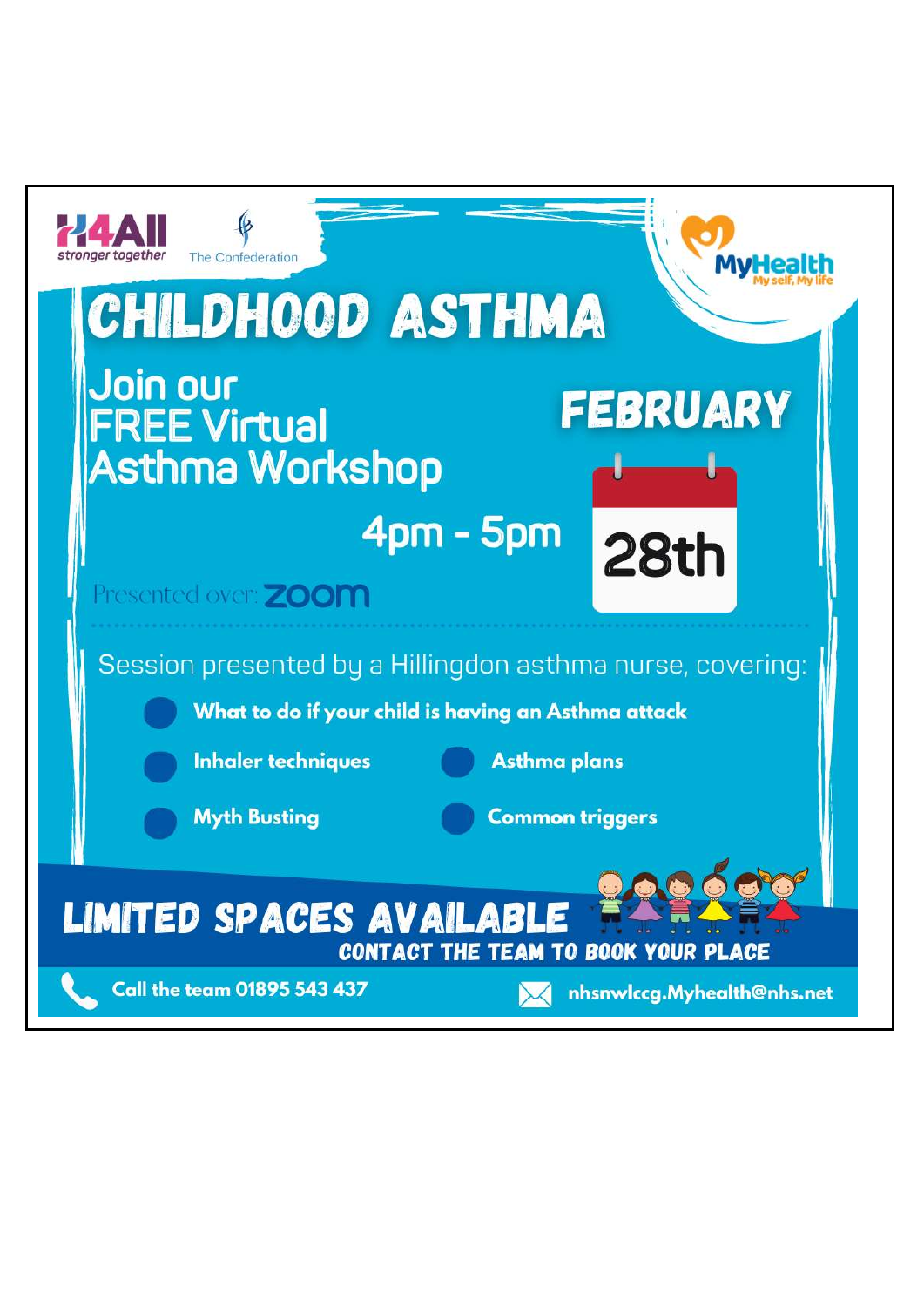H4All stronger together

The Confederation

MyHealth My self, My life

# CHILDHOOD ASTHMA

## Join our FREE Virtual Asthma Workshop

**FEBRUARY**

**28th**

**4pm - 5pm**

Presented over: **zoom**

Session presented by a Hillingdon asthma nurse, covering:

- **What to do if your child is having an Asthma attack**
- **Inhaler techniques**
- **Asthma plans**
- **Myth Busting**
- **Common triggers**

## LIMITED SPACES AVAILABLE

**CONTACT THE TEAM TO BOOK YOUR PLACE**

Call the team 01895 543 437

nhsnwlccg.Myhealth@nhs.net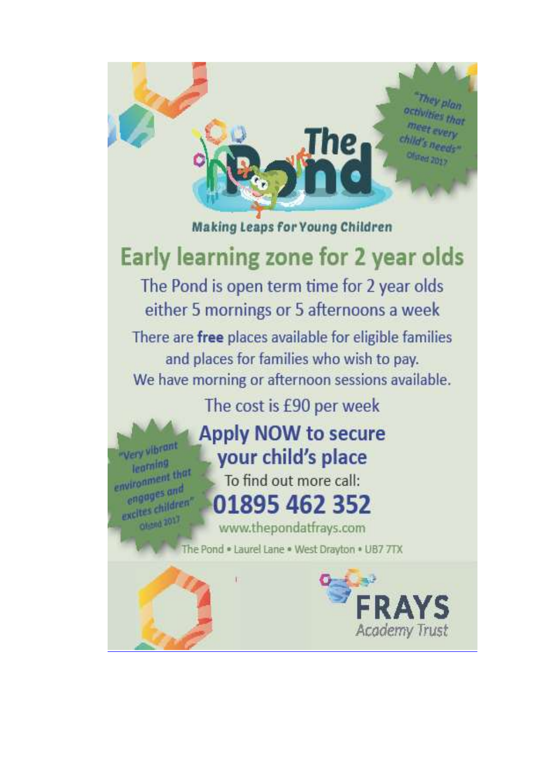# The Pond

"They plan activities that meet every child's needs"
Ofsted 2017

**Making Leaps for Young Children**

## Early learning zone for 2 year olds

The Pond is open term time for 2 year olds either 5 mornings or 5 afternoons a week

There are **free** places available for eligible families and places for families who wish to pay.
We have morning or afternoon sessions available.

The cost is £90 per week

## Apply NOW to secure your child's place

"Very vibrant learning environment that engages and excites children"
Ofsted 2017

To find out more call:

**01895 462 352**

www.thepondatfrays.com

The Pond • Laurel Lane • West Drayton • UB7 7TX

FRAYS Academy Trust